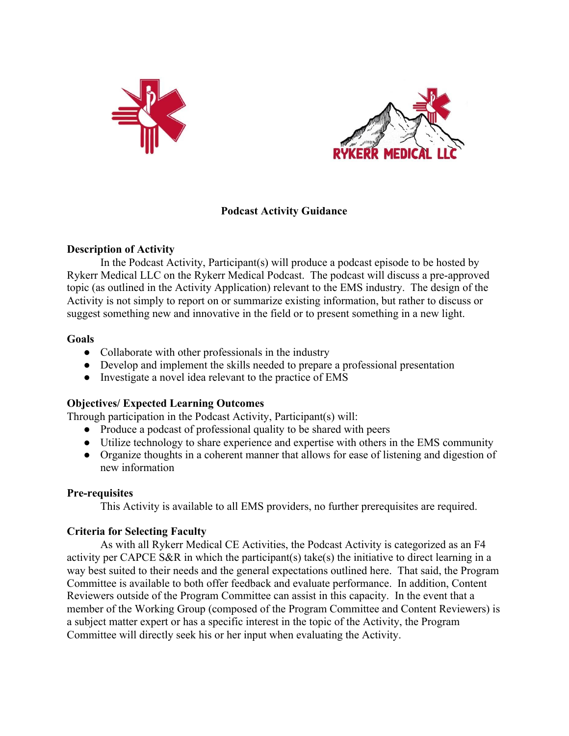# Podcast Activity Guidance

## Description of Activity

In the Podcast Activity, Participant(s) will produce a podcast episode to be hosted by Rykerr Medical LLC on the Rykerr Medical Podcast. The podcast will discuss a pre-approved topic (as outlined in the Activity Application) relevant to the EMS industry. The design of the Activity is not simply to report on or summarize existing information, but rather to discuss or suggest something new and innovative in the field or to present something in a new light.

## Goals

- Collaborate with other professionals in the industry
- Develop and implement the skills needed to prepare a professional presentation
- Investigate a novel idea relevant to the practice of EMS

## Objectives/ Expected Learning Outcomes

Through participation in the Podcast Activity, Participant(s) will:

- Produce a podcast of professional quality to be shared with peers
- Utilize technology to share experience and expertise with others in the EMS community
- Organize thoughts in a coherent manner that allows for ease of listening and digestion of new information

## Pre-requisites

This Activity is available to all EMS providers, no further prerequisites are required.

## Criteria for Selecting Faculty

As with all Rykerr Medical CE Activities, the Podcast Activity is categorized as an F4 activity per CAPCE S&R in which the participant(s) take(s) the initiative to direct learning in a way best suited to their needs and the general expectations outlined here. That said, the Program Committee is available to both offer feedback and evaluate performance. In addition, Content Reviewers outside of the Program Committee can assist in this capacity. In the event that a member of the Working Group (composed of the Program Committee and Content Reviewers) is a subject matter expert or has a specific interest in the topic of the Activity, the Program Committee will directly seek his or her input when evaluating the Activity.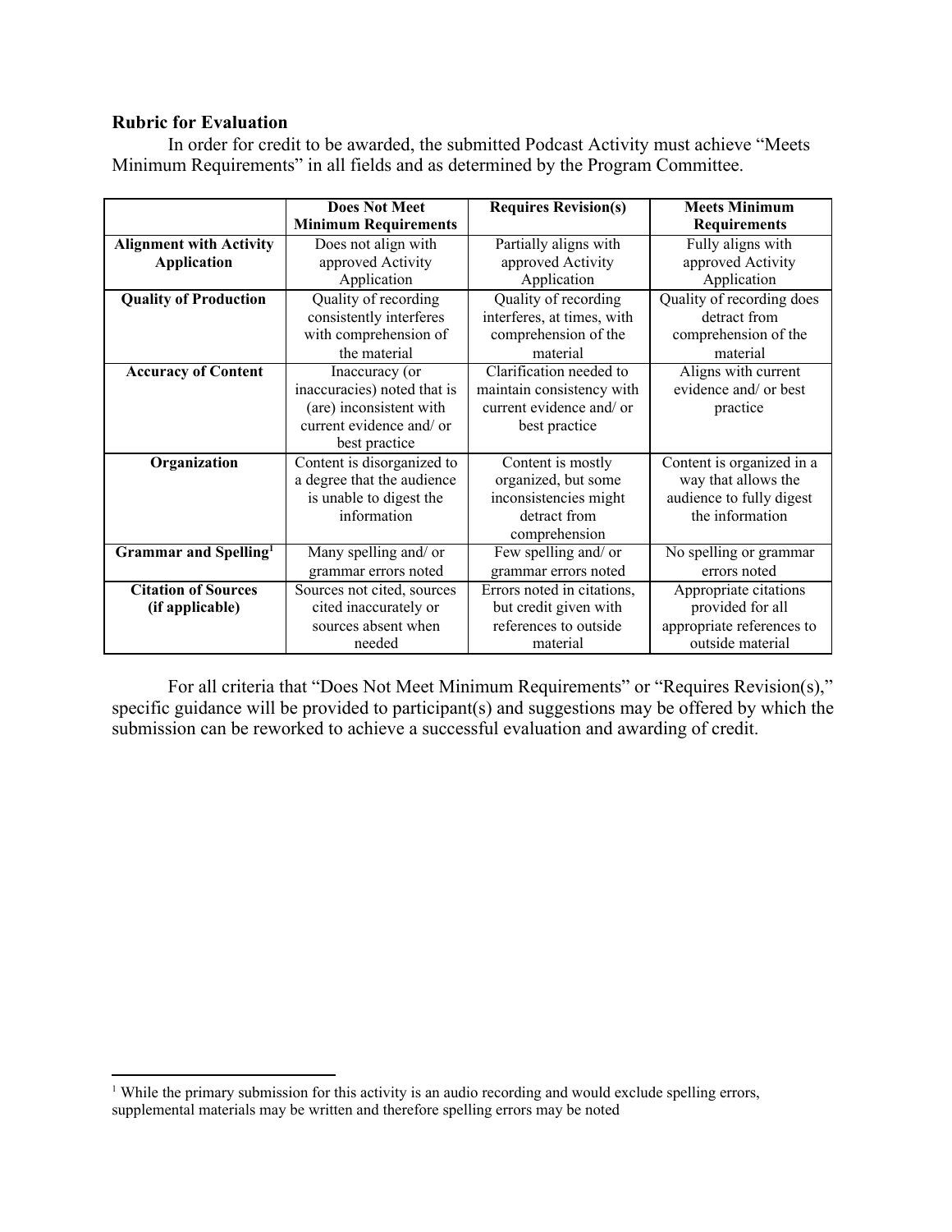**Rubric for Evaluation**

In order for credit to be awarded, the submitted Podcast Activity must achieve "Meets Minimum Requirements" in all fields and as determined by the Program Committee.

| | Does Not Meet Minimum Requirements | Requires Revision(s) | Meets Minimum Requirements |
|---|---|---|---|
| **Alignment with Activity Application** | Does not align with approved Activity Application | Partially aligns with approved Activity Application | Fully aligns with approved Activity Application |
| **Quality of Production** | Quality of recording consistently interferes with comprehension of the material | Quality of recording interferes, at times, with comprehension of the material | Quality of recording does detract from comprehension of the material |
| **Accuracy of Content** | Inaccuracy (or inaccuracies) noted that is (are) inconsistent with current evidence and/ or best practice | Clarification needed to maintain consistency with current evidence and/ or best practice | Aligns with current evidence and/ or best practice |
| **Organization** | Content is disorganized to a degree that the audience is unable to digest the information | Content is mostly organized, but some inconsistencies might detract from comprehension | Content is organized in a way that allows the audience to fully digest the information |
| **Grammar and Spelling**[1] | Many spelling and/ or grammar errors noted | Few spelling and/ or grammar errors noted | No spelling or grammar errors noted |
| **Citation of Sources (if applicable)** | Sources not cited, sources cited inaccurately or sources absent when needed | Errors noted in citations, but credit given with references to outside material | Appropriate citations provided for all appropriate references to outside material |

For all criteria that "Does Not Meet Minimum Requirements" or "Requires Revision(s)," specific guidance will be provided to participant(s) and suggestions may be offered by which the submission can be reworked to achieve a successful evaluation and awarding of credit.

[1] While the primary submission for this activity is an audio recording and would exclude spelling errors, supplemental materials may be written and therefore spelling errors may be noted